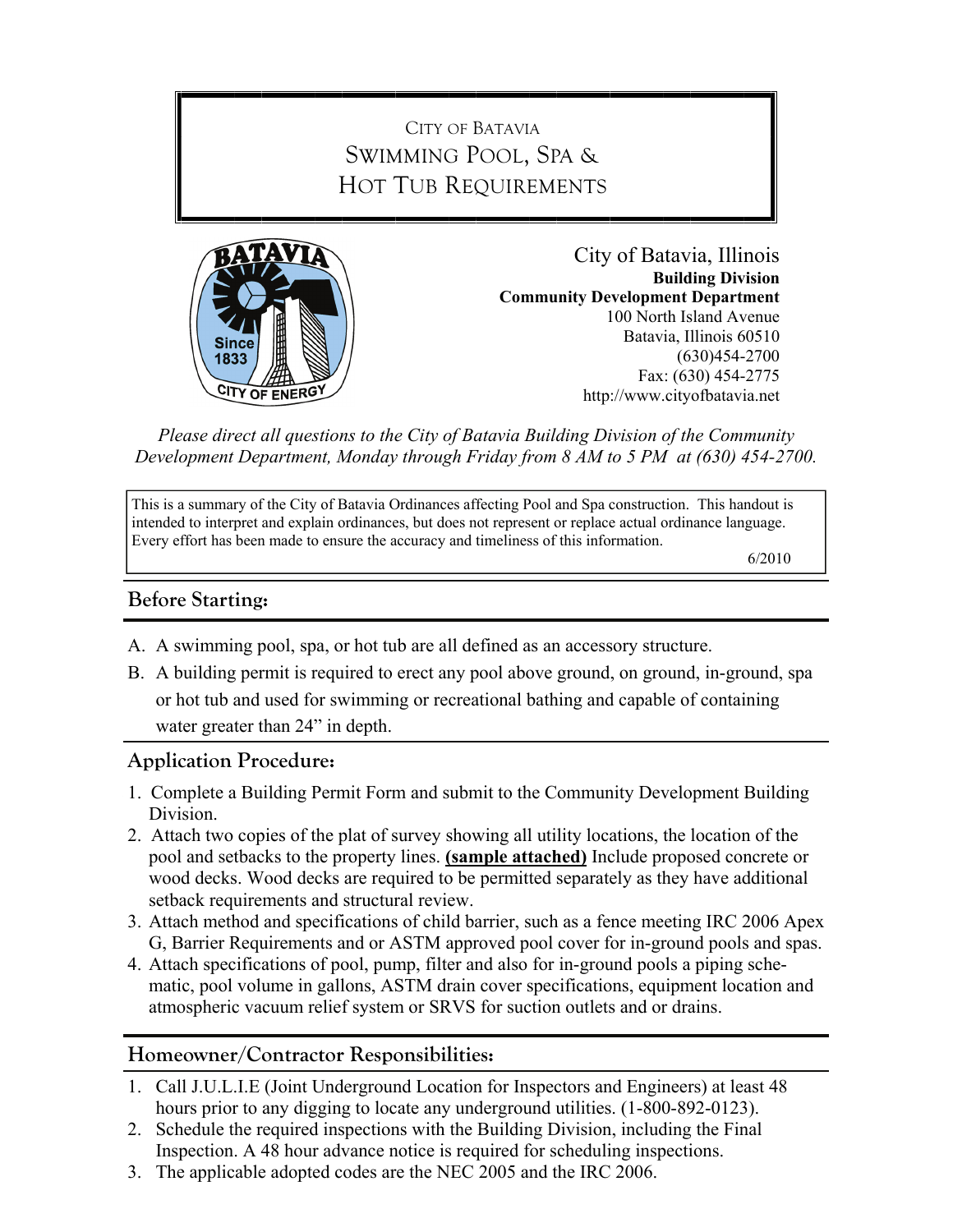# City of Batavia
# Swimming Pool, Spa & Hot Tub Requirements

City of Batavia, Illinois
**Building Division**
**Community Development Department**
100 North Island Avenue
Batavia, Illinois 60510
(630)454-2700
Fax: (630) 454-2775
http://www.cityofbatavia.net

*Please direct all questions to the City of Batavia Building Division of the Community Development Department, Monday through Friday from 8 AM to 5 PM at (630) 454-2700.*

This is a summary of the City of Batavia Ordinances affecting Pool and Spa construction. This handout is intended to interpret and explain ordinances, but does not represent or replace actual ordinance language. Every effort has been made to ensure the accuracy and timeliness of this information.

6/2010

## Before Starting:

A. A swimming pool, spa, or hot tub are all defined as an accessory structure.
B. A building permit is required to erect any pool above ground, on ground, in-ground, spa or hot tub and used for swimming or recreational bathing and capable of containing water greater than 24” in depth.

## Application Procedure:

1. Complete a Building Permit Form and submit to the Community Development Building Division.
2. Attach two copies of the plat of survey showing all utility locations, the location of the pool and setbacks to the property lines. **(sample attached)** Include proposed concrete or wood decks. Wood decks are required to be permitted separately as they have additional setback requirements and structural review.
3. Attach method and specifications of child barrier, such as a fence meeting IRC 2006 Apex G, Barrier Requirements and or ASTM approved pool cover for in-ground pools and spas.
4. Attach specifications of pool, pump, filter and also for in-ground pools a piping schematic, pool volume in gallons, ASTM drain cover specifications, equipment location and atmospheric vacuum relief system or SRVS for suction outlets and or drains.

## Homeowner/Contractor Responsibilities:

1. Call J.U.L.I.E (Joint Underground Location for Inspectors and Engineers) at least 48 hours prior to any digging to locate any underground utilities. (1-800-892-0123).
2. Schedule the required inspections with the Building Division, including the Final Inspection. A 48 hour advance notice is required for scheduling inspections.
3. The applicable adopted codes are the NEC 2005 and the IRC 2006.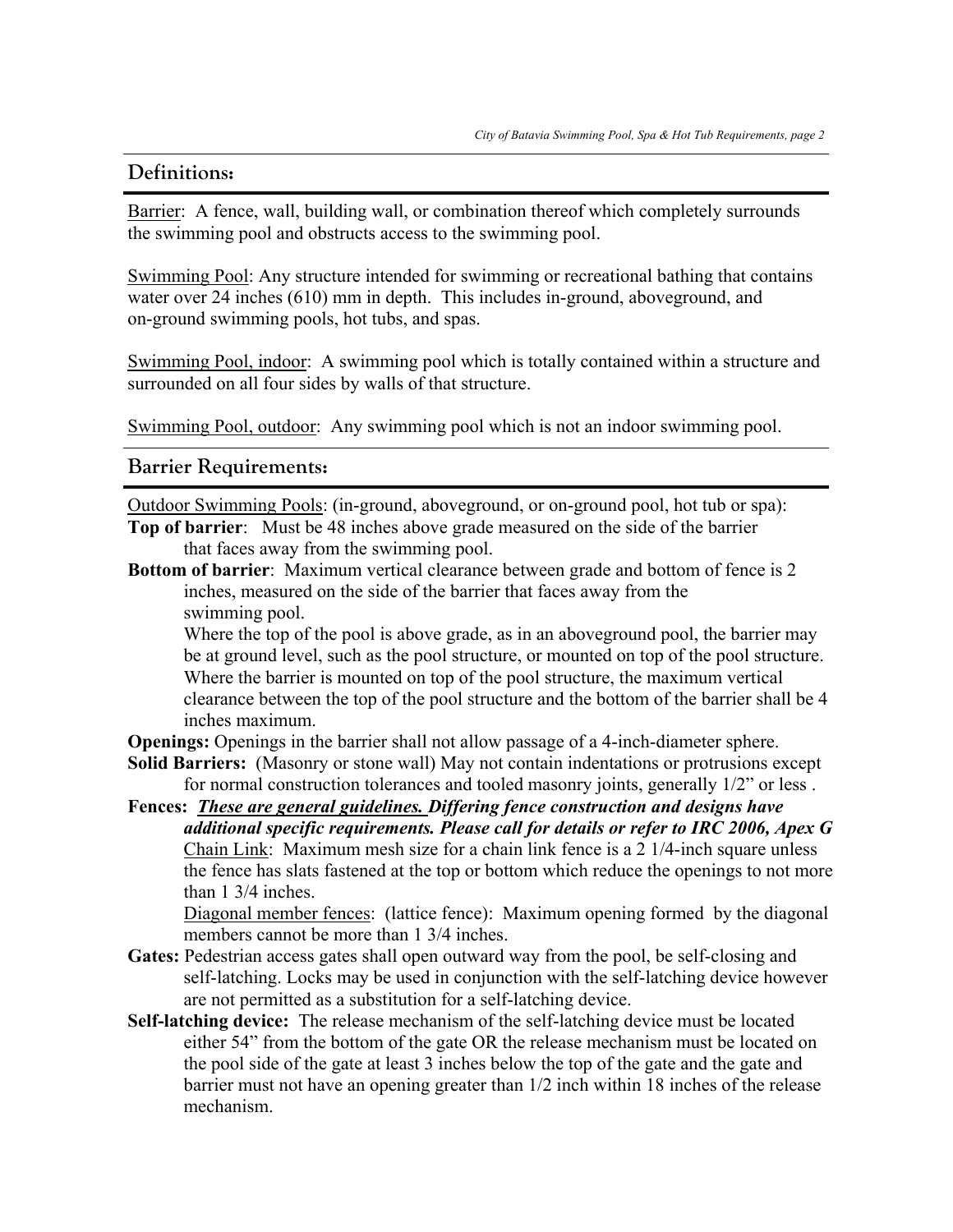## Definitions:

Barrier: A fence, wall, building wall, or combination thereof which completely surrounds the swimming pool and obstructs access to the swimming pool.

Swimming Pool: Any structure intended for swimming or recreational bathing that contains water over 24 inches (610) mm in depth. This includes in-ground, aboveground, and on-ground swimming pools, hot tubs, and spas.

Swimming Pool, indoor: A swimming pool which is totally contained within a structure and surrounded on all four sides by walls of that structure.

Swimming Pool, outdoor: Any swimming pool which is not an indoor swimming pool.

## Barrier Requirements:

Outdoor Swimming Pools: (in-ground, aboveground, or on-ground pool, hot tub or spa):

**Top of barrier**: Must be 48 inches above grade measured on the side of the barrier that faces away from the swimming pool.

**Bottom of barrier**: Maximum vertical clearance between grade and bottom of fence is 2 inches, measured on the side of the barrier that faces away from the swimming pool.
Where the top of the pool is above grade, as in an aboveground pool, the barrier may be at ground level, such as the pool structure, or mounted on top of the pool structure. Where the barrier is mounted on top of the pool structure, the maximum vertical clearance between the top of the pool structure and the bottom of the barrier shall be 4 inches maximum.

**Openings:** Openings in the barrier shall not allow passage of a 4-inch-diameter sphere.

**Solid Barriers:** (Masonry or stone wall) May not contain indentations or protrusions except for normal construction tolerances and tooled masonry joints, generally 1/2" or less .

**Fences:** ***These are general guidelines. Differing fence construction and designs have additional specific requirements. Please call for details or refer to IRC 2006, Apex G***
Chain Link: Maximum mesh size for a chain link fence is a 2 1/4-inch square unless the fence has slats fastened at the top or bottom which reduce the openings to not more than 1 3/4 inches.
Diagonal member fences: (lattice fence): Maximum opening formed by the diagonal members cannot be more than 1 3/4 inches.

**Gates:** Pedestrian access gates shall open outward way from the pool, be self-closing and self-latching. Locks may be used in conjunction with the self-latching device however are not permitted as a substitution for a self-latching device.

**Self-latching device:** The release mechanism of the self-latching device must be located either 54" from the bottom of the gate OR the release mechanism must be located on the pool side of the gate at least 3 inches below the top of the gate and the gate and barrier must not have an opening greater than 1/2 inch within 18 inches of the release mechanism.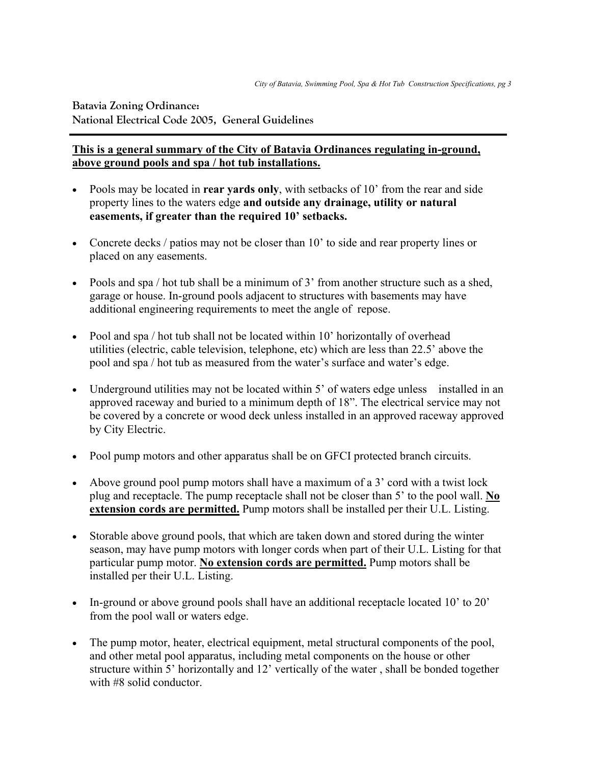## Batavia Zoning Ordinance:
## National Electrical Code 2005, General Guidelines

**This is a general summary of the City of Batavia Ordinances regulating in-ground, above ground pools and spa / hot tub installations.**

- Pools may be located in **rear yards only**, with setbacks of 10' from the rear and side property lines to the waters edge **and outside any drainage, utility or natural easements, if greater than the required 10' setbacks.**

- Concrete decks / patios may not be closer than 10' to side and rear property lines or placed on any easements.

- Pools and spa / hot tub shall be a minimum of 3' from another structure such as a shed, garage or house. In-ground pools adjacent to structures with basements may have additional engineering requirements to meet the angle of repose.

- Pool and spa / hot tub shall not be located within 10' horizontally of overhead utilities (electric, cable television, telephone, etc) which are less than 22.5' above the pool and spa / hot tub as measured from the water's surface and water's edge.

- Underground utilities may not be located within 5' of waters edge unless installed in an approved raceway and buried to a minimum depth of 18". The electrical service may not be covered by a concrete or wood deck unless installed in an approved raceway approved by City Electric.

- Pool pump motors and other apparatus shall be on GFCI protected branch circuits.

- Above ground pool pump motors shall have a maximum of a 3' cord with a twist lock plug and receptacle. The pump receptacle shall not be closer than 5' to the pool wall. **No extension cords are permitted.** Pump motors shall be installed per their U.L. Listing.

- Storable above ground pools, that which are taken down and stored during the winter season, may have pump motors with longer cords when part of their U.L. Listing for that particular pump motor. **No extension cords are permitted.** Pump motors shall be installed per their U.L. Listing.

- In-ground or above ground pools shall have an additional receptacle located 10' to 20' from the pool wall or waters edge.

- The pump motor, heater, electrical equipment, metal structural components of the pool, and other metal pool apparatus, including metal components on the house or other structure within 5' horizontally and 12' vertically of the water , shall be bonded together with #8 solid conductor.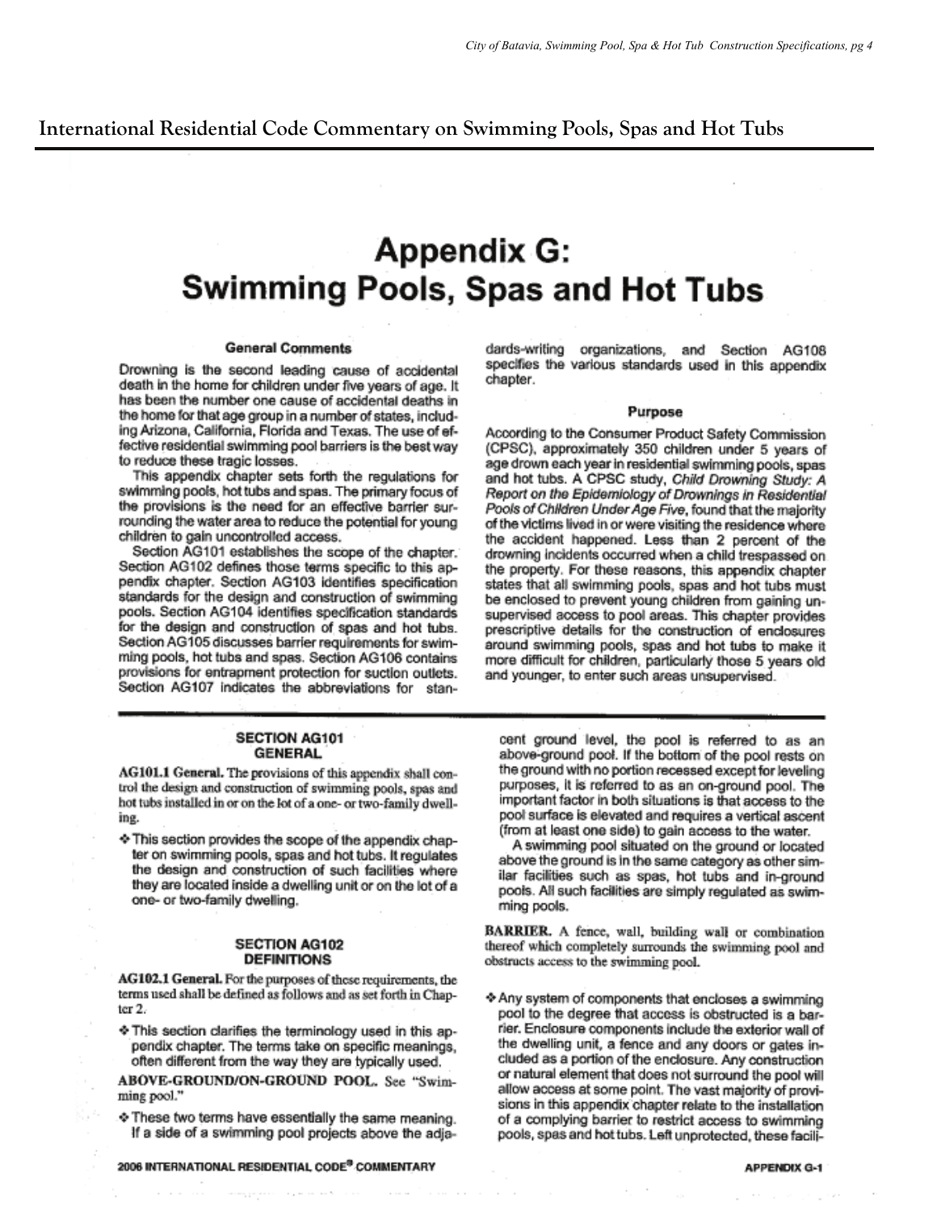## International Residential Code Commentary on Swimming Pools, Spas and Hot Tubs

# Appendix G: Swimming Pools, Spas and Hot Tubs

### General Comments

Drowning is the second leading cause of accidental death in the home for children under five years of age. It has been the number one cause of accidental deaths in the home for that age group in a number of states, including Arizona, California, Florida and Texas. The use of effective residential swimming pool barriers is the best way to reduce these tragic losses.

This appendix chapter sets forth the regulations for swimming pools, hot tubs and spas. The primary focus of the provisions is the need for an effective barrier surrounding the water area to reduce the potential for young children to gain uncontrolled access.

Section AG101 establishes the scope of the chapter. Section AG102 defines those terms specific to this appendix chapter. Section AG103 identifies specification standards for the design and construction of swimming pools. Section AG104 identifies specification standards for the design and construction of spas and hot tubs. Section AG105 discusses barrier requirements for swimming pools, hot tubs and spas. Section AG106 contains provisions for entrapment protection for suction outlets. Section AG107 indicates the abbreviations for standards-writing organizations, and Section AG108 specifies the various standards used in this appendix chapter.

### Purpose

According to the Consumer Product Safety Commission (CPSC), approximately 350 children under 5 years of age drown each year in residential swimming pools, spas and hot tubs. A CPSC study, *Child Drowning Study: A Report on the Epidemiology of Drownings in Residential Pools of Children Under Age Five*, found that the majority of the victims lived in or were visiting the residence where the accident happened. Less than 2 percent of the drowning incidents occurred when a child trespassed on the property. For these reasons, this appendix chapter states that all swimming pools, spas and hot tubs must be enclosed to prevent young children from gaining unsupervised access to pool areas. This chapter provides prescriptive details for the construction of enclosures around swimming pools, spas and hot tubs to make it more difficult for children, particularly those 5 years old and younger, to enter such areas unsupervised.

---

### SECTION AG101 GENERAL

**AG101.1 General.** The provisions of this appendix shall control the design and construction of swimming pools, spas and hot tubs installed in or on the lot of a one- or two-family dwelling.

❖ This section provides the scope of the appendix chapter on swimming pools, spas and hot tubs. It regulates the design and construction of such facilities where they are located inside a dwelling unit or on the lot of a one- or two-family dwelling.

### SECTION AG102 DEFINITIONS

**AG102.1 General.** For the purposes of these requirements, the terms used shall be defined as follows and as set forth in Chapter 2.

❖ This section clarifies the terminology used in this appendix chapter. The terms take on specific meanings, often different from the way they are typically used.

**ABOVE-GROUND/ON-GROUND POOL.** See "Swimming pool."

❖ These two terms have essentially the same meaning. If a side of a swimming pool projects above the adjacent ground level, the pool is referred to as an above-ground pool. If the bottom of the pool rests on the ground with no portion recessed except for leveling purposes, it is referred to as an on-ground pool. The important factor in both situations is that access to the pool surface is elevated and requires a vertical ascent (from at least one side) to gain access to the water.

A swimming pool situated on the ground or located above the ground is in the same category as other similar facilities such as spas, hot tubs and in-ground pools. All such facilities are simply regulated as swimming pools.

**BARRIER.** A fence, wall, building wall or combination thereof which completely surrounds the swimming pool and obstructs access to the swimming pool.

❖ Any system of components that encloses a swimming pool to the degree that access is obstructed is a barrier. Enclosure components include the exterior wall of the dwelling unit, a fence and any doors or gates included as a portion of the enclosure. Any construction or natural element that does not surround the pool will allow access at some point. The vast majority of provisions in this appendix chapter relate to the installation of a complying barrier to restrict access to swimming pools, spas and hot tubs. Left unprotected, these facili-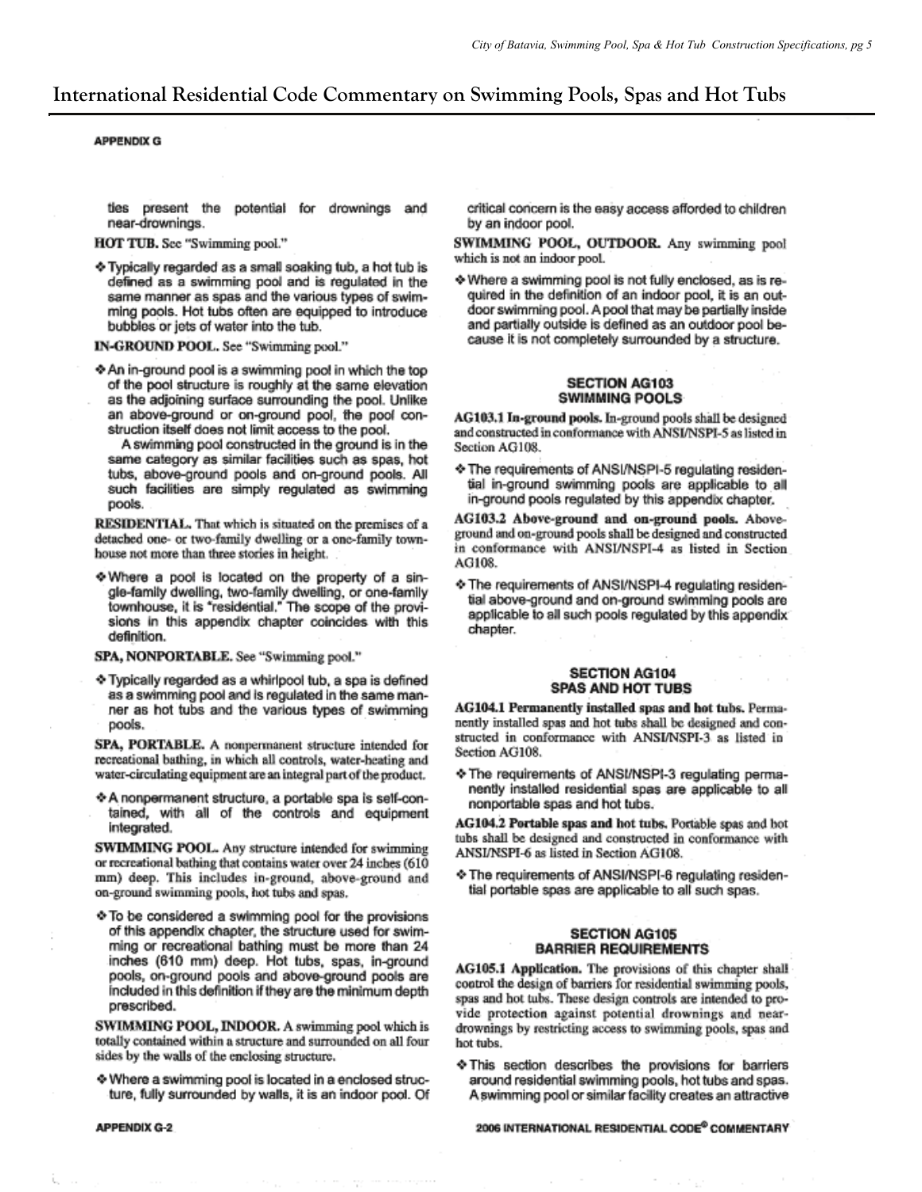# International Residential Code Commentary on Swimming Pools, Spas and Hot Tubs

APPENDIX G

ties present the potential for drownings and near-drownings.

**HOT TUB.** See "Swimming pool."

❖ Typically regarded as a small soaking tub, a hot tub is defined as a swimming pool and is regulated in the same manner as spas and the various types of swimming pools. Hot tubs often are equipped to introduce bubbles or jets of water into the tub.

**IN-GROUND POOL.** See "Swimming pool."

❖ An in-ground pool is a swimming pool in which the top of the pool structure is roughly at the same elevation as the adjoining surface surrounding the pool. Unlike an above-ground or on-ground pool, the pool construction itself does not limit access to the pool.

A swimming pool constructed in the ground is in the same category as similar facilities such as spas, hot tubs, above-ground pools and on-ground pools. All such facilities are simply regulated as swimming pools.

**RESIDENTIAL.** That which is situated on the premises of a detached one- or two-family dwelling or a one-family townhouse not more than three stories in height.

❖ Where a pool is located on the property of a single-family dwelling, two-family dwelling, or one-family townhouse, it is "residential." The scope of the provisions in this appendix chapter coincides with this definition.

**SPA, NONPORTABLE.** See "Swimming pool."

❖ Typically regarded as a whirlpool tub, a spa is defined as a swimming pool and is regulated in the same manner as hot tubs and the various types of swimming pools.

**SPA, PORTABLE.** A nonpermanent structure intended for recreational bathing, in which all controls, water-heating and water-circulating equipment are an integral part of the product.

❖ A nonpermanent structure, a portable spa is self-contained, with all of the controls and equipment integrated.

**SWIMMING POOL.** Any structure intended for swimming or recreational bathing that contains water over 24 inches (610 mm) deep. This includes in-ground, above-ground and on-ground swimming pools, hot tubs and spas.

❖ To be considered a swimming pool for the provisions of this appendix chapter, the structure used for swimming or recreational bathing must be more than 24 inches (610 mm) deep. Hot tubs, spas, in-ground pools, on-ground pools and above-ground pools are included in this definition if they are the minimum depth prescribed.

**SWIMMING POOL, INDOOR.** A swimming pool which is totally contained within a structure and surrounded on all four sides by the walls of the enclosing structure.

❖ Where a swimming pool is located in a enclosed structure, fully surrounded by walls, it is an indoor pool. Of critical concern is the easy access afforded to children by an indoor pool.

**SWIMMING POOL, OUTDOOR.** Any swimming pool which is not an indoor pool.

❖ Where a swimming pool is not fully enclosed, as is required in the definition of an indoor pool, it is an outdoor swimming pool. A pool that may be partially inside and partially outside is defined as an outdoor pool because it is not completely surrounded by a structure.

## SECTION AG103 SWIMMING POOLS

**AG103.1 In-ground pools.** In-ground pools shall be designed and constructed in conformance with ANSI/NSPI-5 as listed in Section AG108.

❖ The requirements of ANSI/NSPI-5 regulating residential in-ground swimming pools are applicable to all in-ground pools regulated by this appendix chapter.

**AG103.2 Above-ground and on-ground pools.** Above-ground and on-ground pools shall be designed and constructed in conformance with ANSI/NSPI-4 as listed in Section AG108.

❖ The requirements of ANSI/NSPI-4 regulating residential above-ground and on-ground swimming pools are applicable to all such pools regulated by this appendix chapter.

## SECTION AG104 SPAS AND HOT TUBS

**AG104.1 Permanently installed spas and hot tubs.** Permanently installed spas and hot tubs shall be designed and constructed in conformance with ANSI/NSPI-3 as listed in Section AG108.

❖ The requirements of ANSI/NSPI-3 regulating permanently installed residential spas are applicable to all nonportable spas and hot tubs.

**AG104.2 Portable spas and hot tubs.** Portable spas and hot tubs shall be designed and constructed in conformance with ANSI/NSPI-6 as listed in Section AG108.

❖ The requirements of ANSI/NSPI-6 regulating residential portable spas are applicable to all such spas.

## SECTION AG105 BARRIER REQUIREMENTS

**AG105.1 Application.** The provisions of this chapter shall control the design of barriers for residential swimming pools, spas and hot tubs. These design controls are intended to provide protection against potential drownings and near-drownings by restricting access to swimming pools, spas and hot tubs.

❖ This section describes the provisions for barriers around residential swimming pools, hot tubs and spas. A swimming pool or similar facility creates an attractive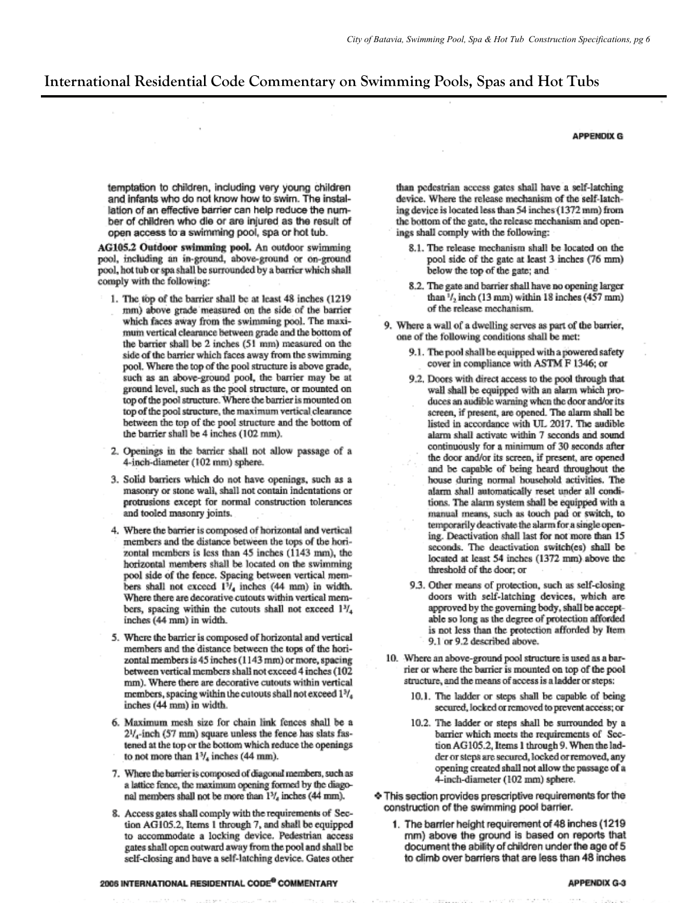# International Residential Code Commentary on Swimming Pools, Spas and Hot Tubs

temptation to children, including very young children and infants who do not know how to swim. The installation of an effective barrier can help reduce the number of children who die or are injured as the result of open access to a swimming pool, spa or hot tub.

**AG105.2 Outdoor swimming pool.** An outdoor swimming pool, including an in-ground, above-ground or on-ground pool, hot tub or spa shall be surrounded by a barrier which shall comply with the following:

1. The top of the barrier shall be at least 48 inches (1219 mm) above grade measured on the side of the barrier which faces away from the swimming pool. The maximum vertical clearance between grade and the bottom of the barrier shall be 2 inches (51 mm) measured on the side of the barrier which faces away from the swimming pool. Where the top of the pool structure is above grade, such as an above-ground pool, the barrier may be at ground level, such as the pool structure, or mounted on top of the pool structure. Where the barrier is mounted on top of the pool structure, the maximum vertical clearance between the top of the pool structure and the bottom of the barrier shall be 4 inches (102 mm).
2. Openings in the barrier shall not allow passage of a 4-inch-diameter (102 mm) sphere.
3. Solid barriers which do not have openings, such as a masonry or stone wall, shall not contain indentations or protrusions except for normal construction tolerances and tooled masonry joints.
4. Where the barrier is composed of horizontal and vertical members and the distance between the tops of the horizontal members is less than 45 inches (1143 mm), the horizontal members shall be located on the swimming pool side of the fence. Spacing between vertical members shall not exceed 1¾ inches (44 mm) in width. Where there are decorative cutouts within vertical members, spacing within the cutouts shall not exceed 1¾ inches (44 mm) in width.
5. Where the barrier is composed of horizontal and vertical members and the distance between the tops of the horizontal members is 45 inches (1143 mm) or more, spacing between vertical members shall not exceed 4 inches (102 mm). Where there are decorative cutouts within vertical members, spacing within the cutouts shall not exceed 1¾ inches (44 mm) in width.
6. Maximum mesh size for chain link fences shall be a 2¼-inch (57 mm) square unless the fence has slats fastened at the top or the bottom which reduce the openings to not more than 1¾ inches (44 mm).
7. Where the barrier is composed of diagonal members, such as a lattice fence, the maximum opening formed by the diagonal members shall not be more than 1¾ inches (44 mm).
8. Access gates shall comply with the requirements of Section AG105.2, Items 1 through 7, and shall be equipped to accommodate a locking device. Pedestrian access gates shall open outward away from the pool and shall be self-closing and have a self-latching device. Gates other than pedestrian access gates shall have a self-latching device. Where the release mechanism of the self-latching device is located less than 54 inches (1372 mm) from the bottom of the gate, the release mechanism and openings shall comply with the following:
   - 8.1. The release mechanism shall be located on the pool side of the gate at least 3 inches (76 mm) below the top of the gate; and
   - 8.2. The gate and barrier shall have no opening larger than ½ inch (13 mm) within 18 inches (457 mm) of the release mechanism.
9. Where a wall of a dwelling serves as part of the barrier, one of the following conditions shall be met:
   - 9.1. The pool shall be equipped with a powered safety cover in compliance with ASTM F 1346; or
   - 9.2. Doors with direct access to the pool through that wall shall be equipped with an alarm which produces an audible warning when the door and/or its screen, if present, are opened. The alarm shall be listed in accordance with UL 2017. The audible alarm shall activate within 7 seconds and sound continuously for a minimum of 30 seconds after the door and/or its screen, if present, are opened and be capable of being heard throughout the house during normal household activities. The alarm shall automatically reset under all conditions. The alarm system shall be equipped with a manual means, such as touch pad or switch, to temporarily deactivate the alarm for a single opening. Deactivation shall last for not more than 15 seconds. The deactivation switch(es) shall be located at least 54 inches (1372 mm) above the threshold of the door; or
   - 9.3. Other means of protection, such as self-closing doors with self-latching devices, which are approved by the governing body, shall be acceptable so long as the degree of protection afforded is not less than the protection afforded by Item 9.1 or 9.2 described above.
10. Where an above-ground pool structure is used as a barrier or where the barrier is mounted on top of the pool structure, and the means of access is a ladder or steps:
    - 10.1. The ladder or steps shall be capable of being secured, locked or removed to prevent access; or
    - 10.2. The ladder or steps shall be surrounded by a barrier which meets the requirements of Section AG105.2, Items 1 through 9. When the ladder or steps are secured, locked or removed, any opening created shall not allow the passage of a 4-inch-diameter (102 mm) sphere.

❖ This section provides prescriptive requirements for the construction of the swimming pool barrier.

1. The barrier height requirement of 48 inches (1219 mm) above the ground is based on reports that document the ability of children under the age of 5 to climb over barriers that are less than 48 inches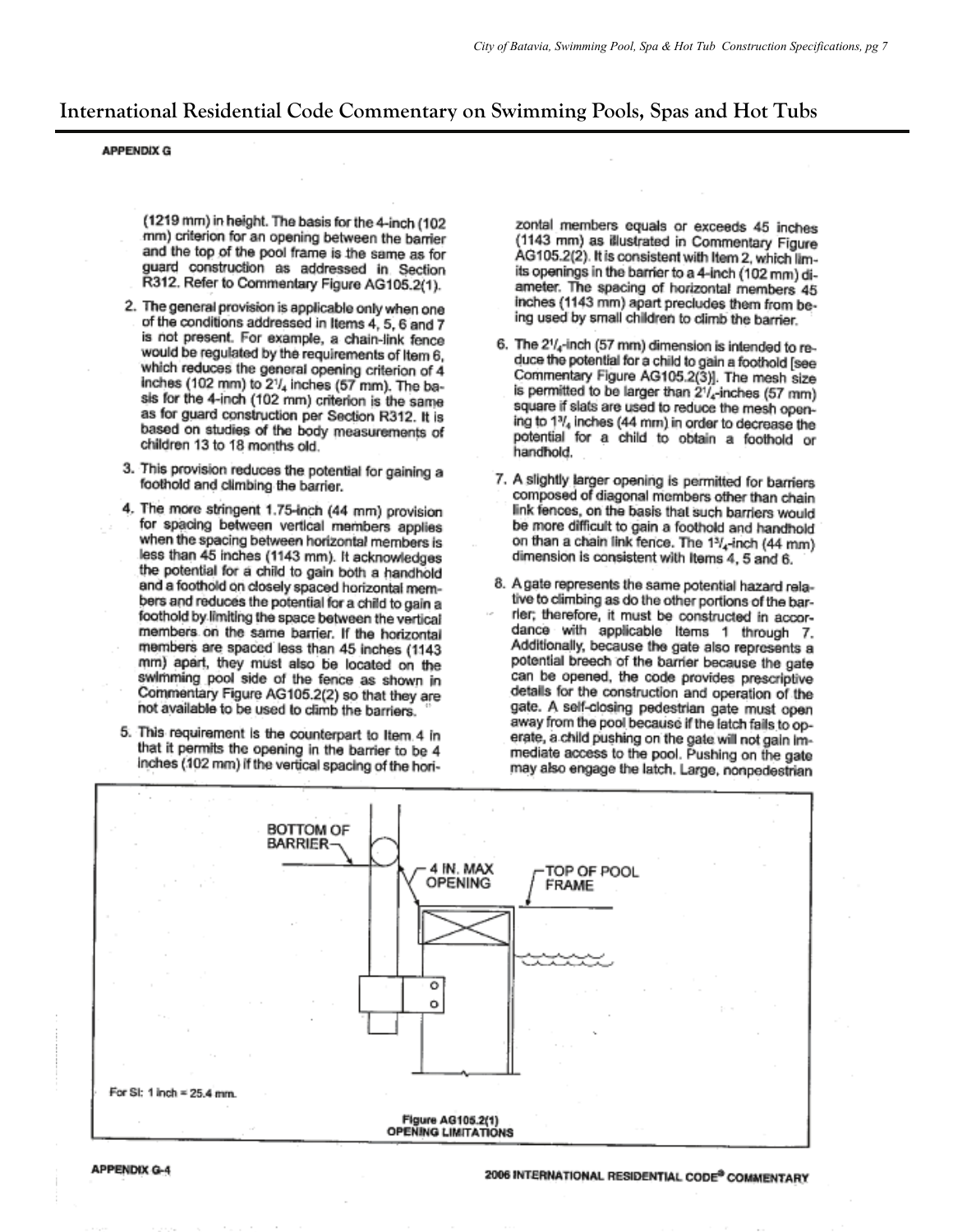## International Residential Code Commentary on Swimming Pools, Spas and Hot Tubs

APPENDIX G

(1219 mm) in height. The basis for the 4-inch (102 mm) criterion for an opening between the barrier and the top of the pool frame is the same as for guard construction as addressed in Section R312. Refer to Commentary Figure AG105.2(1).

2. The general provision is applicable only when one of the conditions addressed in Items 4, 5, 6 and 7 is not present. For example, a chain-link fence would be regulated by the requirements of Item 6, which reduces the general opening criterion of 4 inches (102 mm) to $2^1/_4$ inches (57 mm). The basis for the 4-inch (102 mm) criterion is the same as for guard construction per Section R312. It is based on studies of the body measurements of children 13 to 18 months old.

3. This provision reduces the potential for gaining a foothold and climbing the barrier.

4. The more stringent 1.75-inch (44 mm) provision for spacing between vertical members applies when the spacing between horizontal members is less than 45 inches (1143 mm). It acknowledges the potential for a child to gain both a handhold and a foothold on closely spaced horizontal members and reduces the potential for a child to gain a foothold by limiting the space between the vertical members on the same barrier. If the horizontal members are spaced less than 45 inches (1143 mm) apart, they must also be located on the swimming pool side of the fence as shown in Commentary Figure AG105.2(2) so that they are not available to be used to climb the barriers.

5. This requirement is the counterpart to Item 4 in that it permits the opening in the barrier to be 4 inches (102 mm) if the vertical spacing of the horizontal members equals or exceeds 45 inches (1143 mm) as illustrated in Commentary Figure AG105.2(2). It is consistent with Item 2, which limits openings in the barrier to a 4-inch (102 mm) diameter. The spacing of horizontal members 45 inches (1143 mm) apart precludes them from being used by small children to climb the barrier.

6. The $2^1/_4$-inch (57 mm) dimension is intended to reduce the potential for a child to gain a foothold [see Commentary Figure AG105.2(3)]. The mesh size is permitted to be larger than $2^1/_4$-inches (57 mm) square if slats are used to reduce the mesh opening to $1^3/_4$ inches (44 mm) in order to decrease the potential for a child to obtain a foothold or handhold.

7. A slightly larger opening is permitted for barriers composed of diagonal members other than chain link fences, on the basis that such barriers would be more difficult to gain a foothold and handhold on than a chain link fence. The $1^3/_4$-inch (44 mm) dimension is consistent with Items 4, 5 and 6.

8. A gate represents the same potential hazard relative to climbing as do the other portions of the barrier; therefore, it must be constructed in accordance with applicable Items 1 through 7. Additionally, because the gate also represents a potential breech of the barrier because the gate can be opened, the code provides prescriptive details for the construction and operation of the gate. A self-closing pedestrian gate must open away from the pool because if the latch fails to operate, a child pushing on the gate will not gain immediate access to the pool. Pushing on the gate may also engage the latch. Large, nonpedestrian

BOTTOM OF BARRIER

4 IN. MAX OPENING

TOP OF POOL FRAME

For SI: 1 inch = 25.4 mm.

**Figure AG105.2(1)**
**OPENING LIMITATIONS**

APPENDIX G-4

2006 INTERNATIONAL RESIDENTIAL CODE® COMMENTARY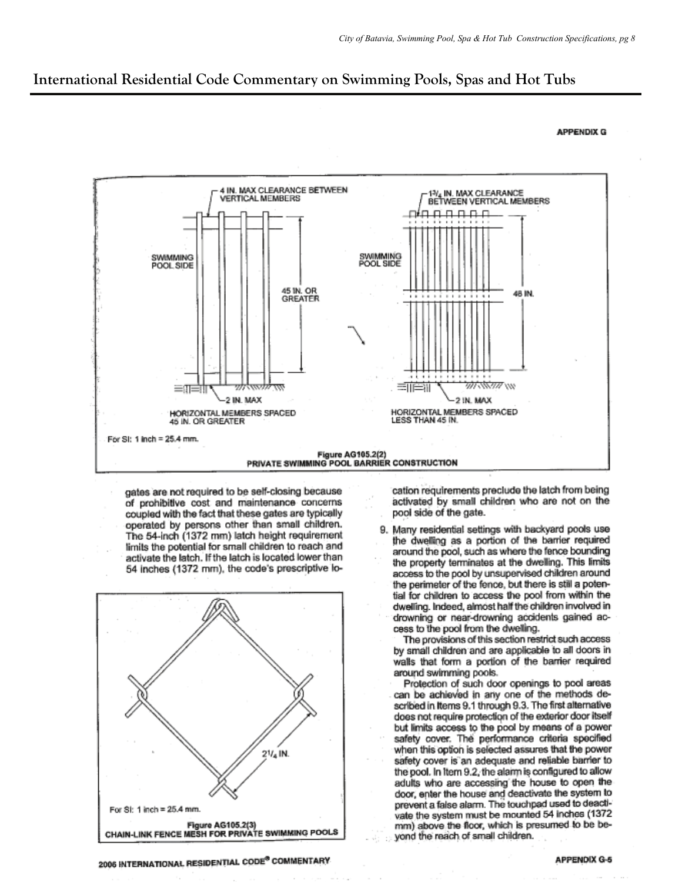## International Residential Code Commentary on Swimming Pools, Spas and Hot Tubs

APPENDIX G

4 IN. MAX CLEARANCE BETWEEN VERTICAL MEMBERS

SWIMMING POOL SIDE

45 IN. OR GREATER

2 IN. MAX

HORIZONTAL MEMBERS SPACED 45 IN. OR GREATER

$1^3/_4$ IN. MAX CLEARANCE BETWEEN VERTICAL MEMBERS

SWIMMING POOL SIDE

48 IN.

2 IN. MAX

HORIZONTAL MEMBERS SPACED LESS THAN 45 IN.

For SI: 1 inch = 25.4 mm.

**Figure AG105.2(2)**
**PRIVATE SWIMMING POOL BARRIER CONSTRUCTION**

gates are not required to be self-closing because of prohibitive cost and maintenance concerns coupled with the fact that these gates are typically operated by persons other than small children. The 54-inch (1372 mm) latch height requirement limits the potential for small children to reach and activate the latch. If the latch is located lower than 54 inches (1372 mm), the code's prescriptive location requirements preclude the latch from being activated by small children who are not on the pool side of the gate.

$2^1/_4$ IN.

For SI: 1 inch = 25.4 mm.

**Figure AG105.2(3)**
**CHAIN-LINK FENCE MESH FOR PRIVATE SWIMMING POOLS**

9. Many residential settings with backyard pools use the dwelling as a portion of the barrier required around the pool, such as where the fence bounding the property terminates at the dwelling. This limits access to the pool by unsupervised children around the perimeter of the fence, but there is still a potential for children to access the pool from within the dwelling. Indeed, almost half the children involved in drowning or near-drowning accidents gained access to the pool from the dwelling.

   The provisions of this section restrict such access by small children and are applicable to all doors in walls that form a portion of the barrier required around swimming pools.

   Protection of such door openings to pool areas can be achieved in any one of the methods described in Items 9.1 through 9.3. The first alternative does not require protection of the exterior door itself but limits access to the pool by means of a power safety cover. The performance criteria specified when this option is selected assures that the power safety cover is an adequate and reliable barrier to the pool. In Item 9.2, the alarm is configured to allow adults who are accessing the house to open the door, enter the house and deactivate the system to prevent a false alarm. The touchpad used to deactivate the system must be mounted 54 inches (1372 mm) above the floor, which is presumed to be beyond the reach of small children.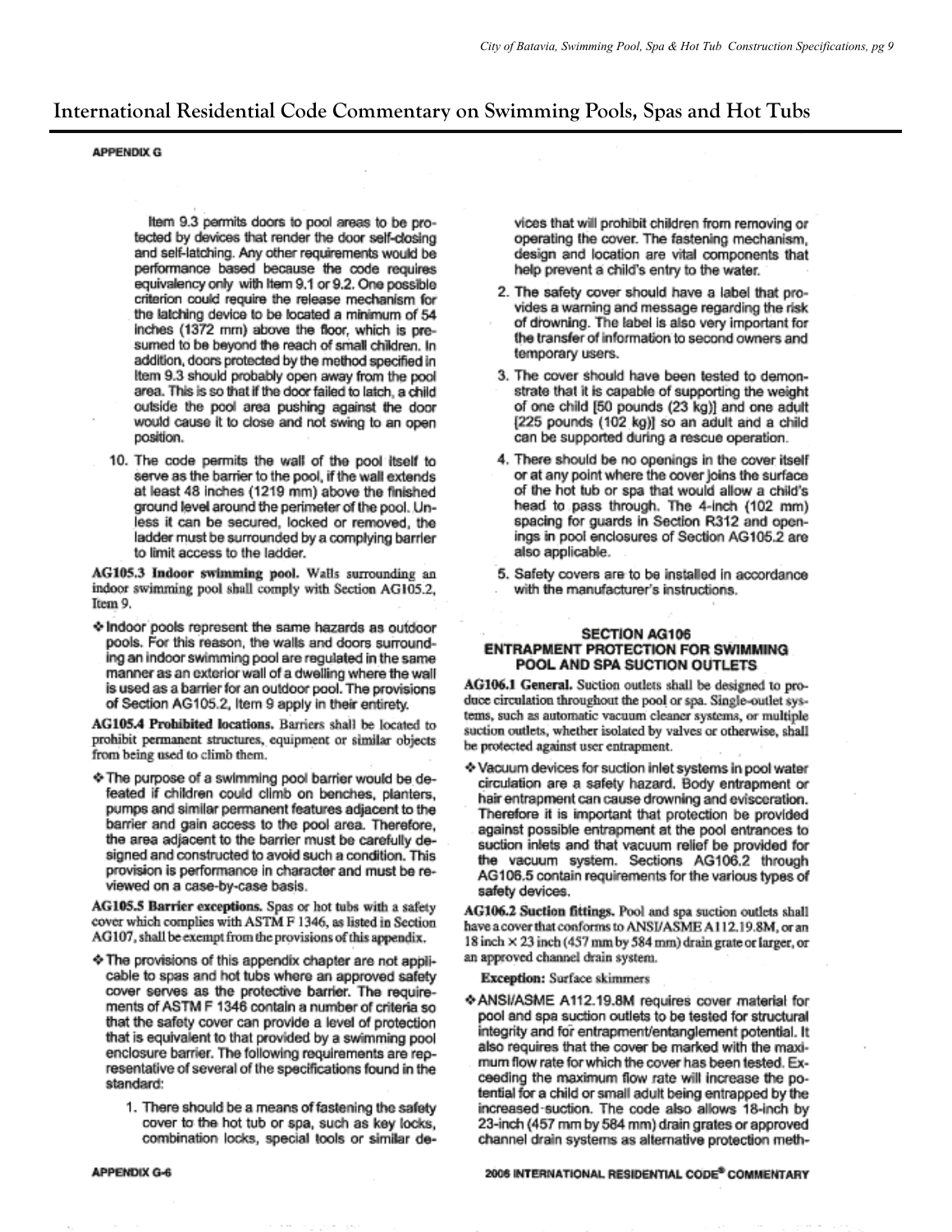# International Residential Code Commentary on Swimming Pools, Spas and Hot Tubs

APPENDIX G

Item 9.3 permits doors to pool areas to be protected by devices that render the door self-closing and self-latching. Any other requirements would be performance based because the code requires equivalency only with Item 9.1 or 9.2. One possible criterion could require the release mechanism for the latching device to be located a minimum of 54 inches (1372 mm) above the floor, which is presumed to be beyond the reach of small children. In addition, doors protected by the method specified in Item 9.3 should probably open away from the pool area. This is so that if the door failed to latch, a child outside the pool area pushing against the door would cause it to close and not swing to an open position.

10. The code permits the wall of the pool itself to serve as the barrier to the pool, if the wall extends at least 48 inches (1219 mm) above the finished ground level around the perimeter of the pool. Unless it can be secured, locked or removed, the ladder must be surrounded by a complying barrier to limit access to the ladder.

**AG105.3 Indoor swimming pool.** Walls surrounding an indoor swimming pool shall comply with Section AG105.2, Item 9.

❖ Indoor pools represent the same hazards as outdoor pools. For this reason, the walls and doors surrounding an indoor swimming pool are regulated in the same manner as an exterior wall of a dwelling where the wall is used as a barrier for an outdoor pool. The provisions of Section AG105.2, Item 9 apply in their entirety.

**AG105.4 Prohibited locations.** Barriers shall be located to prohibit permanent structures, equipment or similar objects from being used to climb them.

❖ The purpose of a swimming pool barrier would be defeated if children could climb on benches, planters, pumps and similar permanent features adjacent to the barrier and gain access to the pool area. Therefore, the area adjacent to the barrier must be carefully designed and constructed to avoid such a condition. This provision is performance in character and must be reviewed on a case-by-case basis.

**AG105.5 Barrier exceptions.** Spas or hot tubs with a safety cover which complies with ASTM F 1346, as listed in Section AG107, shall be exempt from the provisions of this appendix.

❖ The provisions of this appendix chapter are not applicable to spas and hot tubs where an approved safety cover serves as the protective barrier. The requirements of ASTM F 1346 contain a number of criteria so that the safety cover can provide a level of protection that is equivalent to that provided by a swimming pool enclosure barrier. The following requirements are representative of several of the specifications found in the standard:

1. There should be a means of fastening the safety cover to the hot tub or spa, such as key locks, combination locks, special tools or similar devices that will prohibit children from removing or operating the cover. The fastening mechanism, design and location are vital components that help prevent a child's entry to the water.
2. The safety cover should have a label that provides a warning and message regarding the risk of drowning. The label is also very important for the transfer of information to second owners and temporary users.
3. The cover should have been tested to demonstrate that it is capable of supporting the weight of one child [50 pounds (23 kg)] and one adult [225 pounds (102 kg)] so an adult and a child can be supported during a rescue operation.
4. There should be no openings in the cover itself or at any point where the cover joins the surface of the hot tub or spa that would allow a child's head to pass through. The 4-inch (102 mm) spacing for guards in Section R312 and openings in pool enclosures of Section AG105.2 are also applicable.
5. Safety covers are to be installed in accordance with the manufacturer's instructions.

## SECTION AG106 ENTRAPMENT PROTECTION FOR SWIMMING POOL AND SPA SUCTION OUTLETS

**AG106.1 General.** Suction outlets shall be designed to produce circulation throughout the pool or spa. Single-outlet systems, such as automatic vacuum cleaner systems, or multiple suction outlets, whether isolated by valves or otherwise, shall be protected against user entrapment.

❖ Vacuum devices for suction inlet systems in pool water circulation are a safety hazard. Body entrapment or hair entrapment can cause drowning and evisceration. Therefore it is important that protection be provided against possible entrapment at the pool entrances to suction inlets and that vacuum relief be provided for the vacuum system. Sections AG106.2 through AG106.5 contain requirements for the various types of safety devices.

**AG106.2 Suction fittings.** Pool and spa suction outlets shall have a cover that conforms to ANSI/ASME A112.19.8M, or an 18 inch × 23 inch (457 mm by 584 mm) drain grate or larger, or an approved channel drain system.

**Exception:** Surface skimmers

❖ ANSI/ASME A112.19.8M requires cover material for pool and spa suction outlets to be tested for structural integrity and for entrapment/entanglement potential. It also requires that the cover be marked with the maximum flow rate for which the cover has been tested. Exceeding the maximum flow rate will increase the potential for a child or small adult being entrapped by the increased suction. The code also allows 18-inch by 23-inch (457 mm by 584 mm) drain grates or approved channel drain systems as alternative protection meth-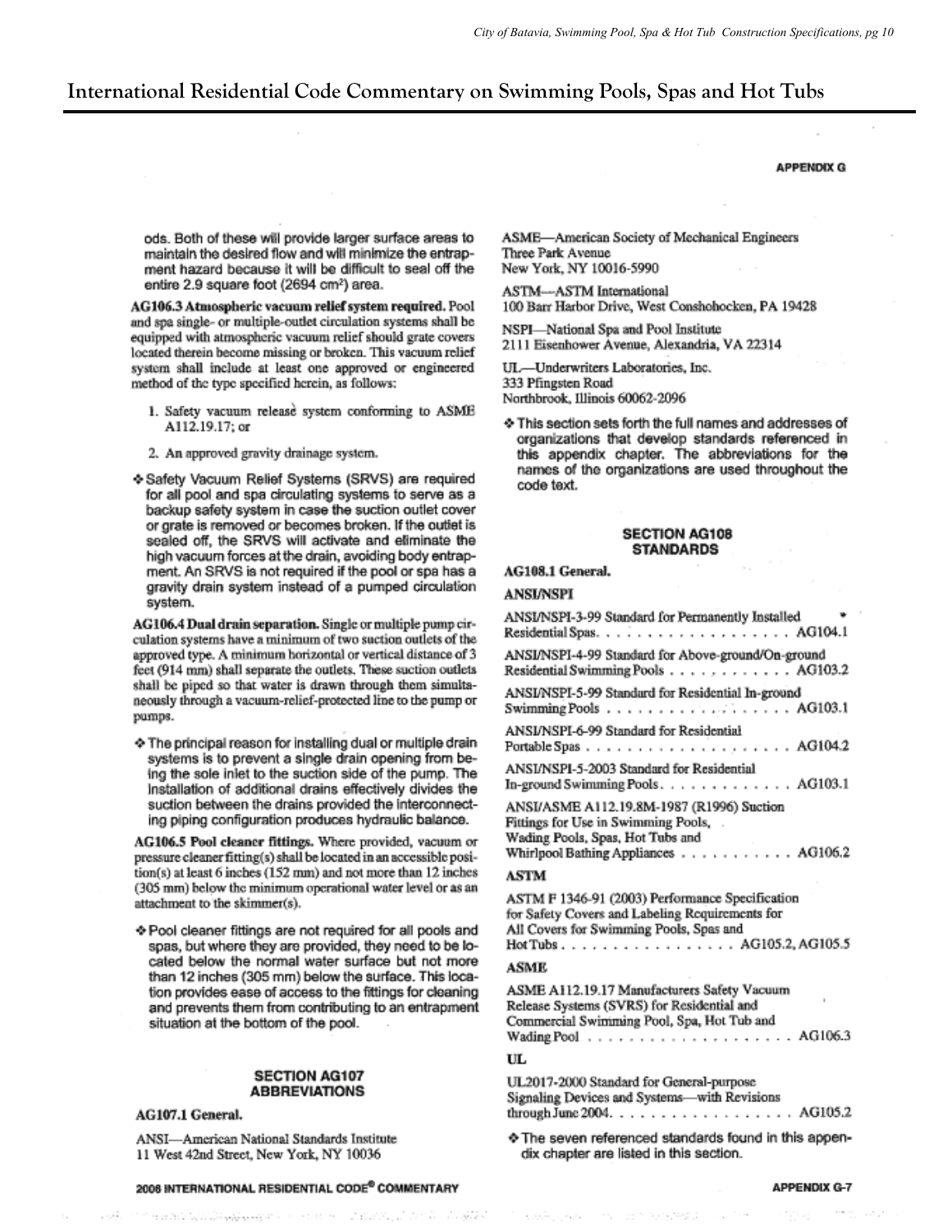# International Residential Code Commentary on Swimming Pools, Spas and Hot Tubs

ods. Both of these will provide larger surface areas to maintain the desired flow and will minimize the entrapment hazard because it will be difficult to seal off the entire 2.9 square foot (2694 cm²) area.

**AG106.3 Atmospheric vacuum relief system required.** Pool and spa single- or multiple-outlet circulation systems shall be equipped with atmospheric vacuum relief should grate covers located therein become missing or broken. This vacuum relief system shall include at least one approved or engineered method of the type specified herein, as follows:

1. Safety vacuum release system conforming to ASME A112.19.17; or
2. An approved gravity drainage system.

❖ Safety Vacuum Relief Systems (SRVS) are required for all pool and spa circulating systems to serve as a backup safety system in case the suction outlet cover or grate is removed or becomes broken. If the outlet is sealed off, the SRVS will activate and eliminate the high vacuum forces at the drain, avoiding body entrapment. An SRVS is not required if the pool or spa has a gravity drain system instead of a pumped circulation system.

**AG106.4 Dual drain separation.** Single or multiple pump circulation systems have a minimum of two suction outlets of the approved type. A minimum horizontal or vertical distance of 3 feet (914 mm) shall separate the outlets. These suction outlets shall be piped so that water is drawn through them simultaneously through a vacuum-relief-protected line to the pump or pumps.

❖ The principal reason for installing dual or multiple drain systems is to prevent a single drain opening from being the sole inlet to the suction side of the pump. The installation of additional drains effectively divides the suction between the drains provided the interconnecting piping configuration produces hydraulic balance.

**AG106.5 Pool cleaner fittings.** Where provided, vacuum or pressure cleaner fitting(s) shall be located in an accessible position(s) at least 6 inches (152 mm) and not more than 12 inches (305 mm) below the minimum operational water level or as an attachment to the skimmer(s).

❖ Pool cleaner fittings are not required for all pools and spas, but where they are provided, they need to be located below the normal water surface but not more than 12 inches (305 mm) below the surface. This location provides ease of access to the fittings for cleaning and prevents them from contributing to an entrapment situation at the bottom of the pool.

## SECTION AG107 ABBREVIATIONS

**AG107.1 General.**

ANSI—American National Standards Institute
11 West 42nd Street, New York, NY 10036

ASME—American Society of Mechanical Engineers
Three Park Avenue
New York, NY 10016-5990

ASTM—ASTM International
100 Barr Harbor Drive, West Conshohocken, PA 19428

NSPI—National Spa and Pool Institute
2111 Eisenhower Avenue, Alexandria, VA 22314

UL—Underwriters Laboratories, Inc.
333 Pfingsten Road
Northbrook, Illinois 60062-2096

❖ This section sets forth the full names and addresses of organizations that develop standards referenced in this appendix chapter. The abbreviations for the names of the organizations are used throughout the code text.

## SECTION AG108 STANDARDS

**AG108.1 General.**

**ANSI/NSPI**

ANSI/NSPI-3-99 Standard for Permanently Installed Residential Spas . . . . . . . . . . AG104.1

ANSI/NSPI-4-99 Standard for Above-ground/On-ground Residential Swimming Pools . . . . . . . . . . AG103.2

ANSI/NSPI-5-99 Standard for Residential In-ground Swimming Pools . . . . . . . . . . AG103.1

ANSI/NSPI-6-99 Standard for Residential Portable Spas . . . . . . . . . . AG104.2

ANSI/NSPI-5-2003 Standard for Residential In-ground Swimming Pools . . . . . . . . . . AG103.1

ANSI/ASME A112.19.8M-1987 (R1996) Suction Fittings for Use in Swimming Pools, Wading Pools, Spas, Hot Tubs and Whirlpool Bathing Appliances . . . . . . . . . . AG106.2

**ASTM**

ASTM F 1346-91 (2003) Performance Specification for Safety Covers and Labeling Requirements for All Covers for Swimming Pools, Spas and Hot Tubs . . . . . . . . . . AG105.2, AG105.5

**ASME**

ASME A112.19.17 Manufacturers Safety Vacuum Release Systems (SVRS) for Residential and Commercial Swimming Pool, Spa, Hot Tub and Wading Pool . . . . . . . . . . AG106.3

**UL**

UL2017-2000 Standard for General-purpose Signaling Devices and Systems—with Revisions through June 2004. . . . . . . . . . . AG105.2

❖ The seven referenced standards found in this appendix chapter are listed in this section.